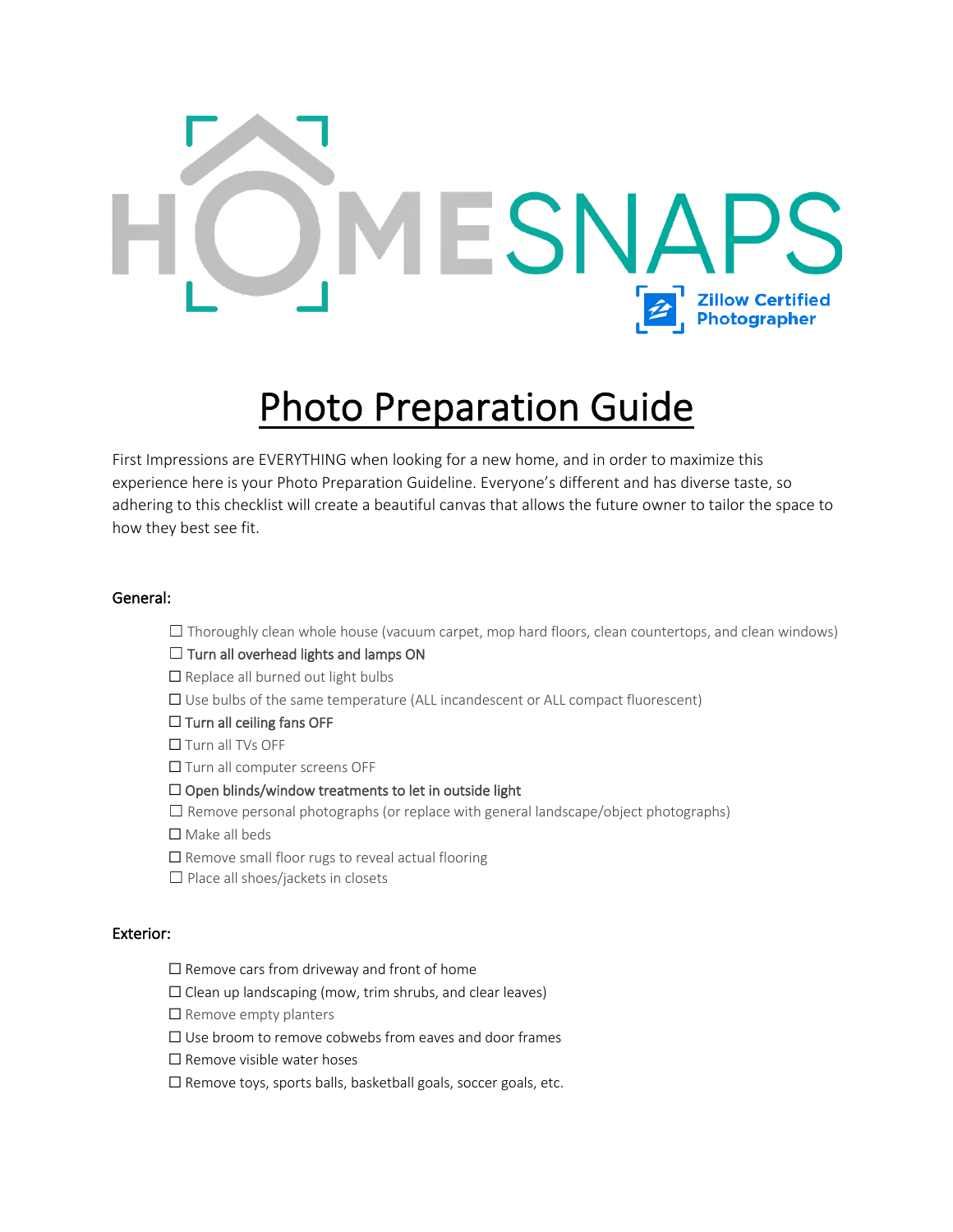HOMESNAPS

Zillow Certified Photographer

# Photo Preparation Guide

First Impressions are EVERYTHING when looking for a new home, and in order to maximize this experience here is your Photo Preparation Guideline. Everyone's different and has diverse taste, so adhering to this checklist will create a beautiful canvas that allows the future owner to tailor the space to how they best see fit.

## General:

- ☐ Thoroughly clean whole house (vacuum carpet, mop hard floors, clean countertops, and clean windows)
- ☐ Turn all overhead lights and lamps ON
- ☐ Replace all burned out light bulbs
- ☐ Use bulbs of the same temperature (ALL incandescent or ALL compact fluorescent)
- ☐ Turn all ceiling fans OFF
- ☐ Turn all TVs OFF
- ☐ Turn all computer screens OFF
- ☐ Open blinds/window treatments to let in outside light
- ☐ Remove personal photographs (or replace with general landscape/object photographs)
- ☐ Make all beds
- ☐ Remove small floor rugs to reveal actual flooring
- ☐ Place all shoes/jackets in closets

## Exterior:

- ☐ Remove cars from driveway and front of home
- ☐ Clean up landscaping (mow, trim shrubs, and clear leaves)
- ☐ Remove empty planters
- ☐ Use broom to remove cobwebs from eaves and door frames
- ☐ Remove visible water hoses
- ☐ Remove toys, sports balls, basketball goals, soccer goals, etc.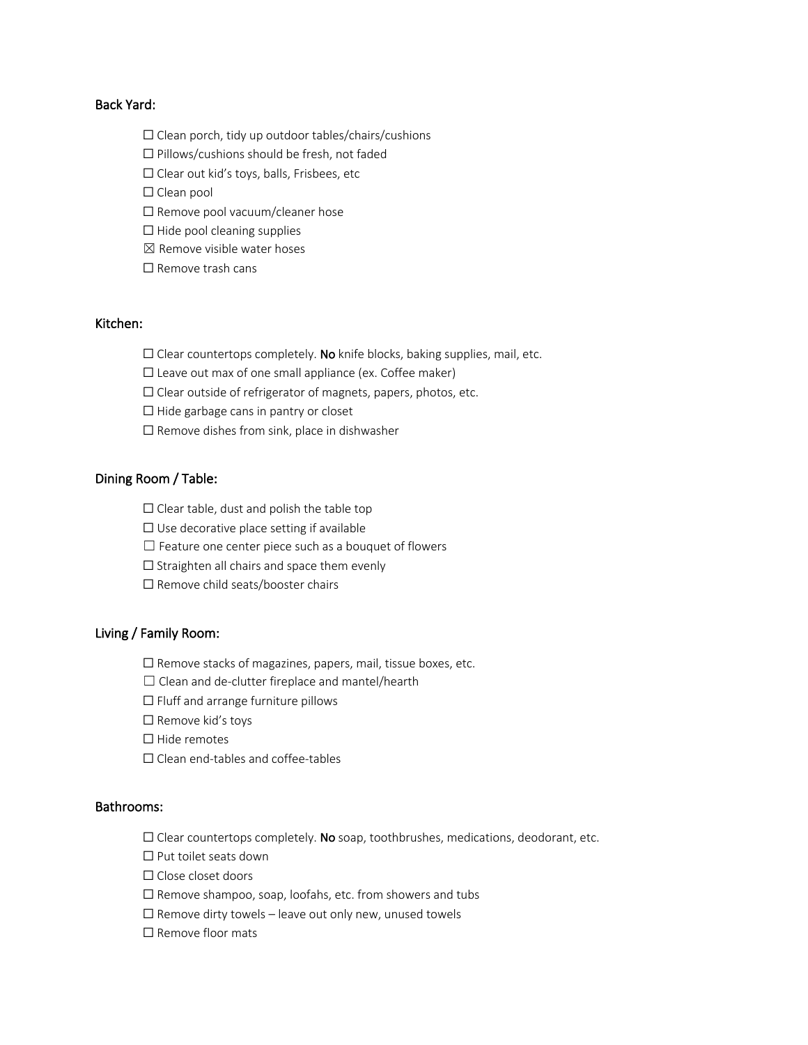Back Yard:

☐ Clean porch, tidy up outdoor tables/chairs/cushions
☐ Pillows/cushions should be fresh, not faded
☐ Clear out kid's toys, balls, Frisbees, etc
☐ Clean pool
☐ Remove pool vacuum/cleaner hose
☐ Hide pool cleaning supplies
☒ Remove visible water hoses
☐ Remove trash cans

Kitchen:

☐ Clear countertops completely. **No** knife blocks, baking supplies, mail, etc.
☐ Leave out max of one small appliance (ex. Coffee maker)
☐ Clear outside of refrigerator of magnets, papers, photos, etc.
☐ Hide garbage cans in pantry or closet
☐ Remove dishes from sink, place in dishwasher

Dining Room / Table:

☐ Clear table, dust and polish the table top
☐ Use decorative place setting if available
☐ Feature one center piece such as a bouquet of flowers
☐ Straighten all chairs and space them evenly
☐ Remove child seats/booster chairs

Living / Family Room:

☐ Remove stacks of magazines, papers, mail, tissue boxes, etc.
☐ Clean and de-clutter fireplace and mantel/hearth
☐ Fluff and arrange furniture pillows
☐ Remove kid's toys
☐ Hide remotes
☐ Clean end-tables and coffee-tables

Bathrooms:

☐ Clear countertops completely. **No** soap, toothbrushes, medications, deodorant, etc.
☐ Put toilet seats down
☐ Close closet doors
☐ Remove shampoo, soap, loofahs, etc. from showers and tubs
☐ Remove dirty towels – leave out only new, unused towels
☐ Remove floor mats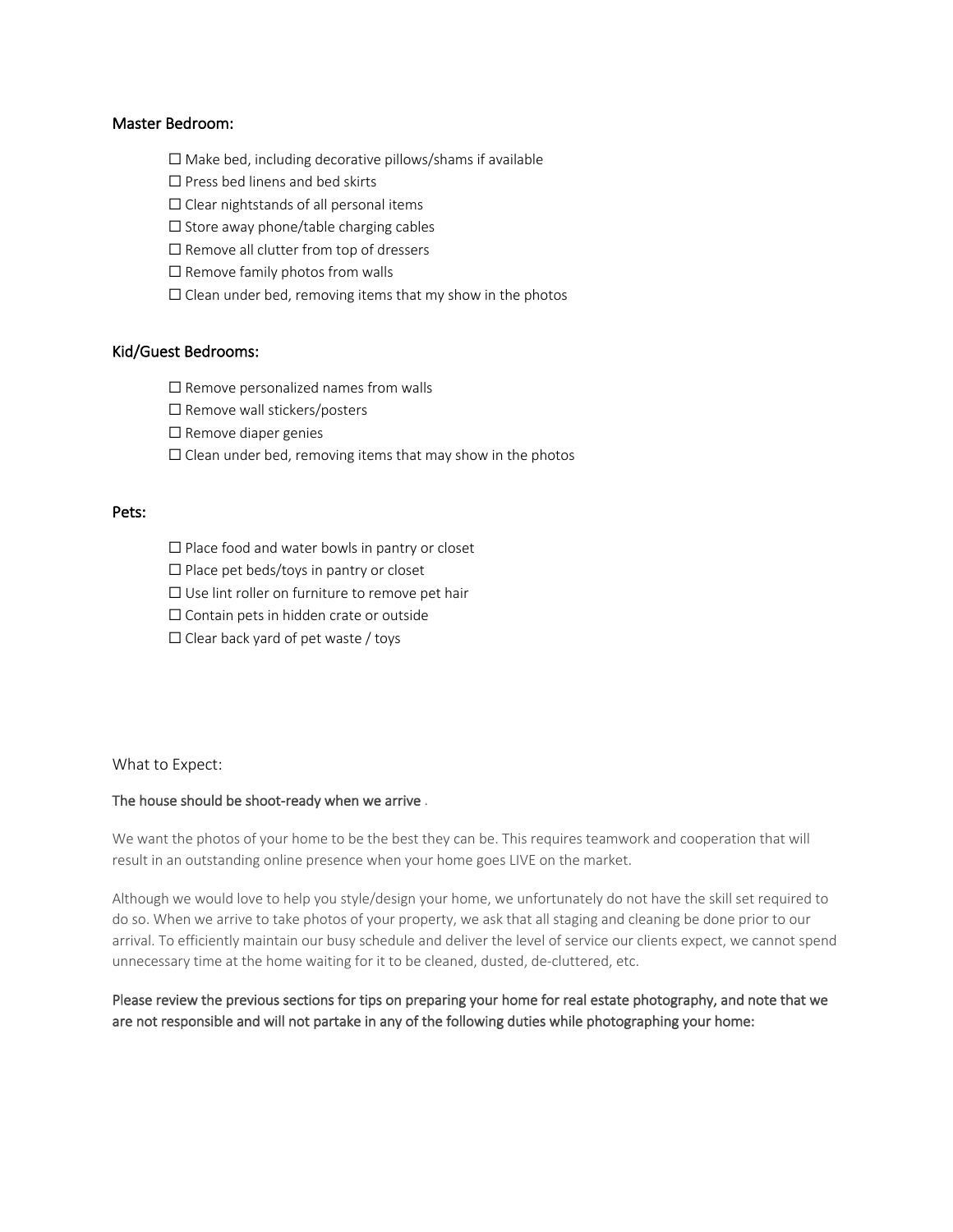## Master Bedroom:

- ☐ Make bed, including decorative pillows/shams if available
- ☐ Press bed linens and bed skirts
- ☐ Clear nightstands of all personal items
- ☐ Store away phone/table charging cables
- ☐ Remove all clutter from top of dressers
- ☐ Remove family photos from walls
- ☐ Clean under bed, removing items that my show in the photos

## Kid/Guest Bedrooms:

- ☐ Remove personalized names from walls
- ☐ Remove wall stickers/posters
- ☐ Remove diaper genies
- ☐ Clean under bed, removing items that may show in the photos

## Pets:

- ☐ Place food and water bowls in pantry or closet
- ☐ Place pet beds/toys in pantry or closet
- ☐ Use lint roller on furniture to remove pet hair
- ☐ Contain pets in hidden crate or outside
- ☐ Clear back yard of pet waste / toys

## What to Expect:

**The house should be shoot-ready when we arrive .**

We want the photos of your home to be the best they can be. This requires teamwork and cooperation that will result in an outstanding online presence when your home goes LIVE on the market.

Although we would love to help you style/design your home, we unfortunately do not have the skill set required to do so. When we arrive to take photos of your property, we ask that all staging and cleaning be done prior to our arrival. To efficiently maintain our busy schedule and deliver the level of service our clients expect, we cannot spend unnecessary time at the home waiting for it to be cleaned, dusted, de-cluttered, etc.

**Please review the previous sections for tips on preparing your home for real estate photography, and note that we are not responsible and will not partake in any of the following duties while photographing your home:**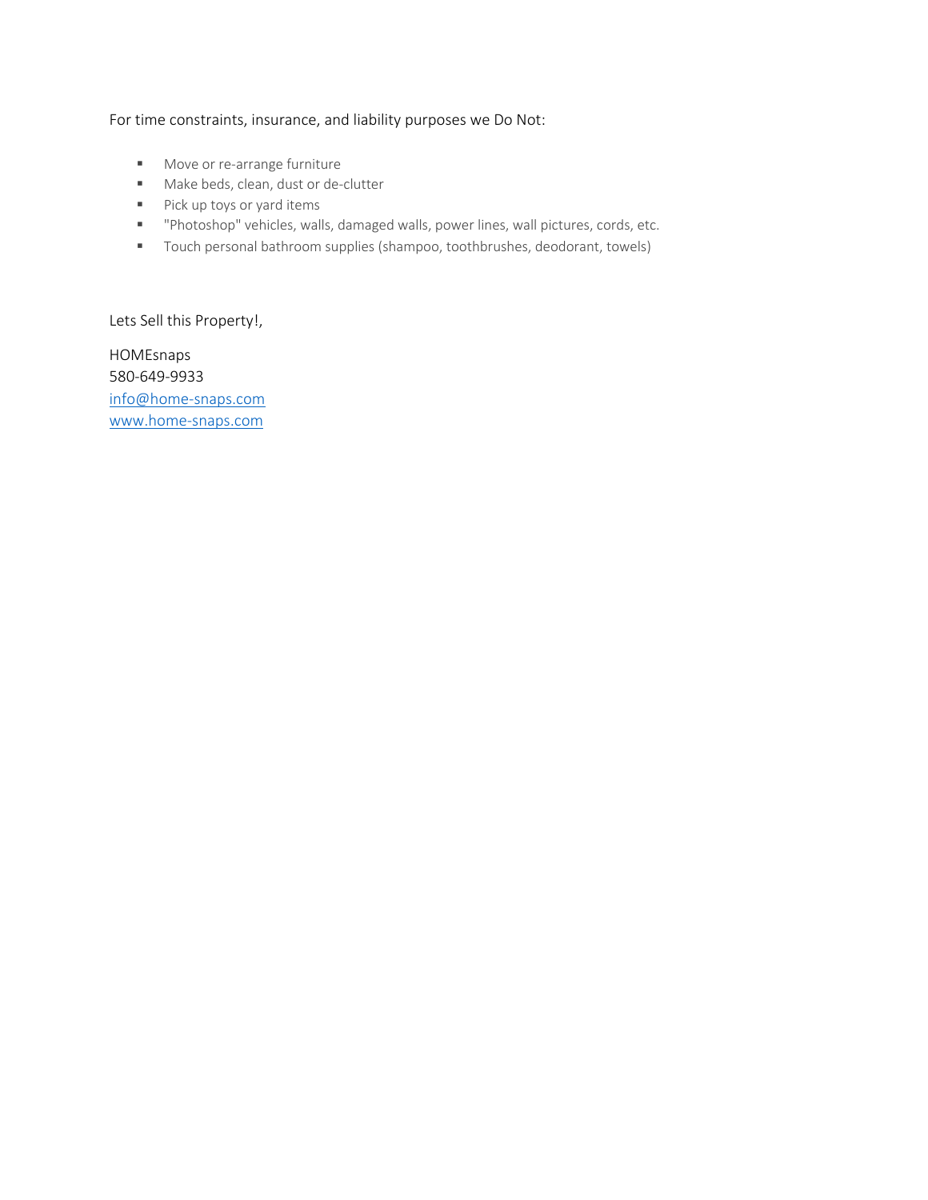For time constraints, insurance, and liability purposes we Do Not:

- Move or re-arrange furniture
- Make beds, clean, dust or de-clutter
- Pick up toys or yard items
- "Photoshop" vehicles, walls, damaged walls, power lines, wall pictures, cords, etc.
- Touch personal bathroom supplies (shampoo, toothbrushes, deodorant, towels)

Lets Sell this Property!,

HOMEsnaps
580-649-9933
info@home-snaps.com
www.home-snaps.com